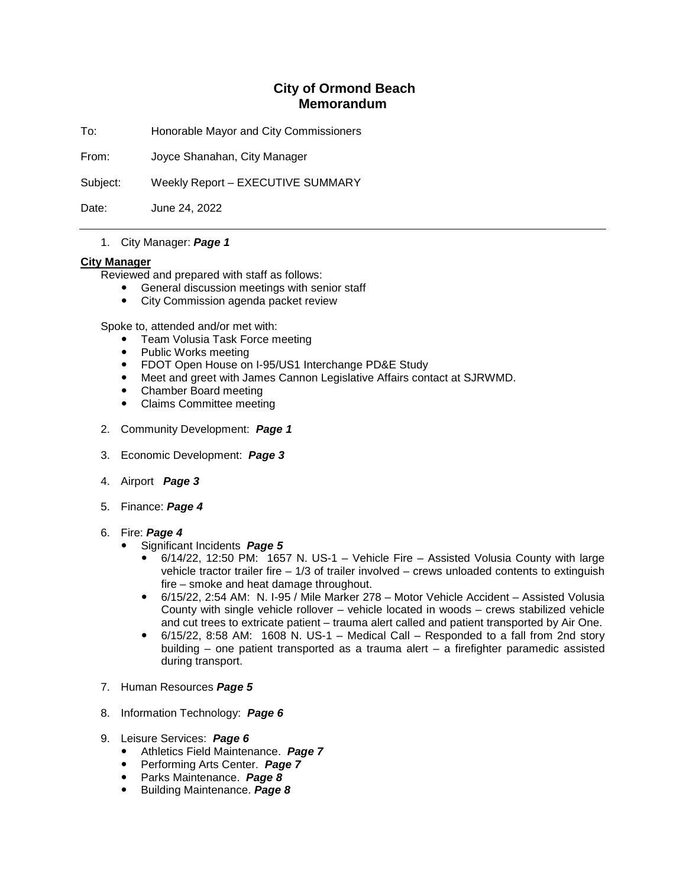# City of Ormond Beach
## Memorandum

To: Honorable Mayor and City Commissioners

From: Joyce Shanahan, City Manager

Subject: Weekly Report – EXECUTIVE SUMMARY

Date: June 24, 2022

---

1. City Manager: ***Page 1***

**City Manager**

Reviewed and prepared with staff as follows:

- General discussion meetings with senior staff
- City Commission agenda packet review

Spoke to, attended and/or met with:

- Team Volusia Task Force meeting
- Public Works meeting
- FDOT Open House on I-95/US1 Interchange PD&E Study
- Meet and greet with James Cannon Legislative Affairs contact at SJRWMD.
- Chamber Board meeting
- Claims Committee meeting

2. Community Development: ***Page 1***

3. Economic Development: ***Page 3***

4. Airport ***Page 3***

5. Finance: ***Page 4***

6. Fire: ***Page 4***
   - Significant Incidents ***Page 5***
     - 6/14/22, 12:50 PM: 1657 N. US-1 – Vehicle Fire – Assisted Volusia County with large vehicle tractor trailer fire – 1/3 of trailer involved – crews unloaded contents to extinguish fire – smoke and heat damage throughout.
     - 6/15/22, 2:54 AM: N. I-95 / Mile Marker 278 – Motor Vehicle Accident – Assisted Volusia County with single vehicle rollover – vehicle located in woods – crews stabilized vehicle and cut trees to extricate patient – trauma alert called and patient transported by Air One.
     - 6/15/22, 8:58 AM: 1608 N. US-1 – Medical Call – Responded to a fall from 2nd story building – one patient transported as a trauma alert – a firefighter paramedic assisted during transport.

7. Human Resources ***Page 5***

8. Information Technology: ***Page 6***

9. Leisure Services: ***Page 6***
   - Athletics Field Maintenance. ***Page 7***
   - Performing Arts Center. ***Page 7***
   - Parks Maintenance. ***Page 8***
   - Building Maintenance. ***Page 8***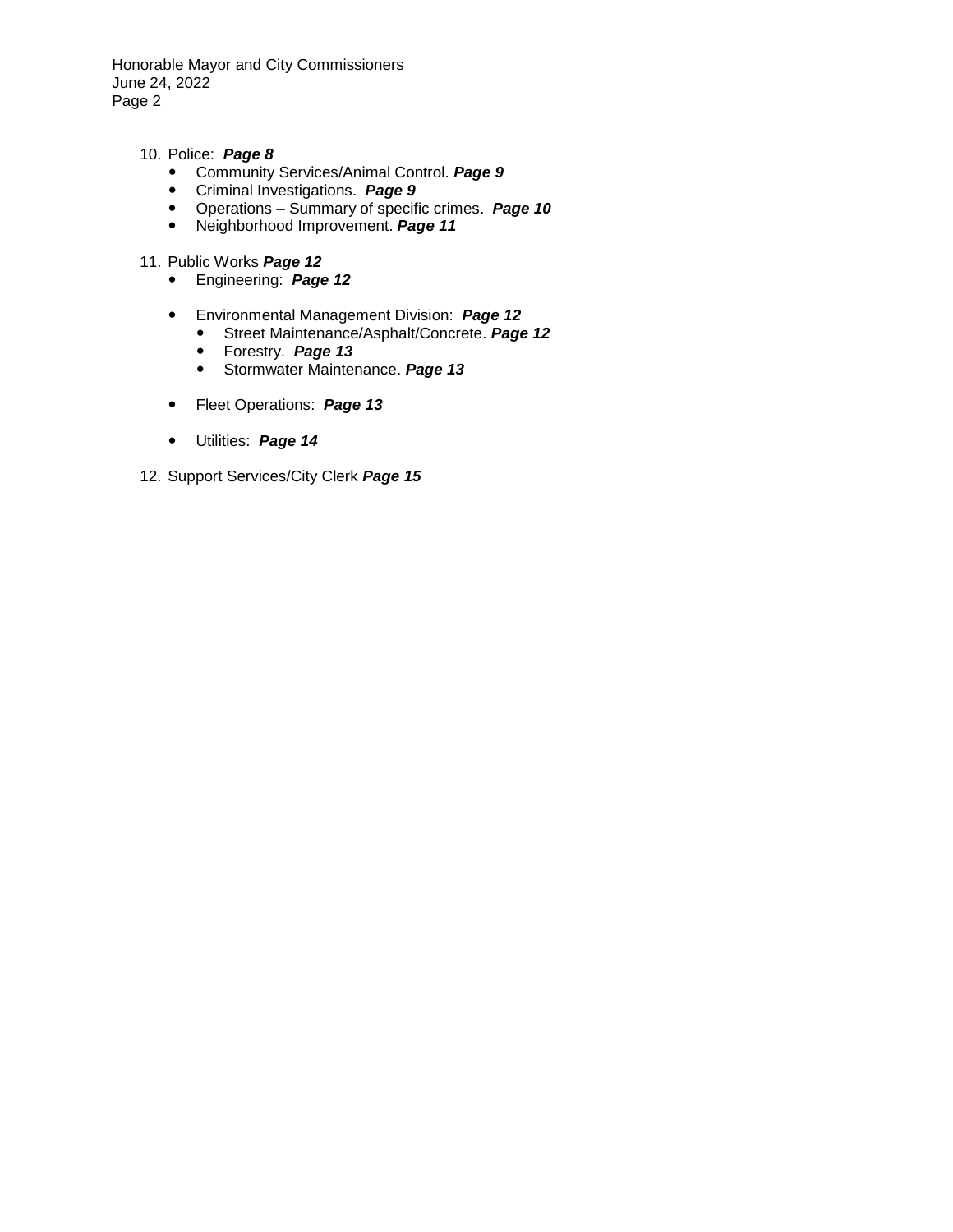10. Police: ***Page 8***
    - Community Services/Animal Control. ***Page 9***
    - Criminal Investigations. ***Page 9***
    - Operations – Summary of specific crimes. ***Page 10***
    - Neighborhood Improvement. ***Page 11***

11. Public Works ***Page 12***
    - Engineering: ***Page 12***

    - Environmental Management Division: ***Page 12***
        - Street Maintenance/Asphalt/Concrete. ***Page 12***
        - Forestry. ***Page 13***
        - Stormwater Maintenance. ***Page 13***

    - Fleet Operations: ***Page 13***

    - Utilities: ***Page 14***

12. Support Services/City Clerk ***Page 15***